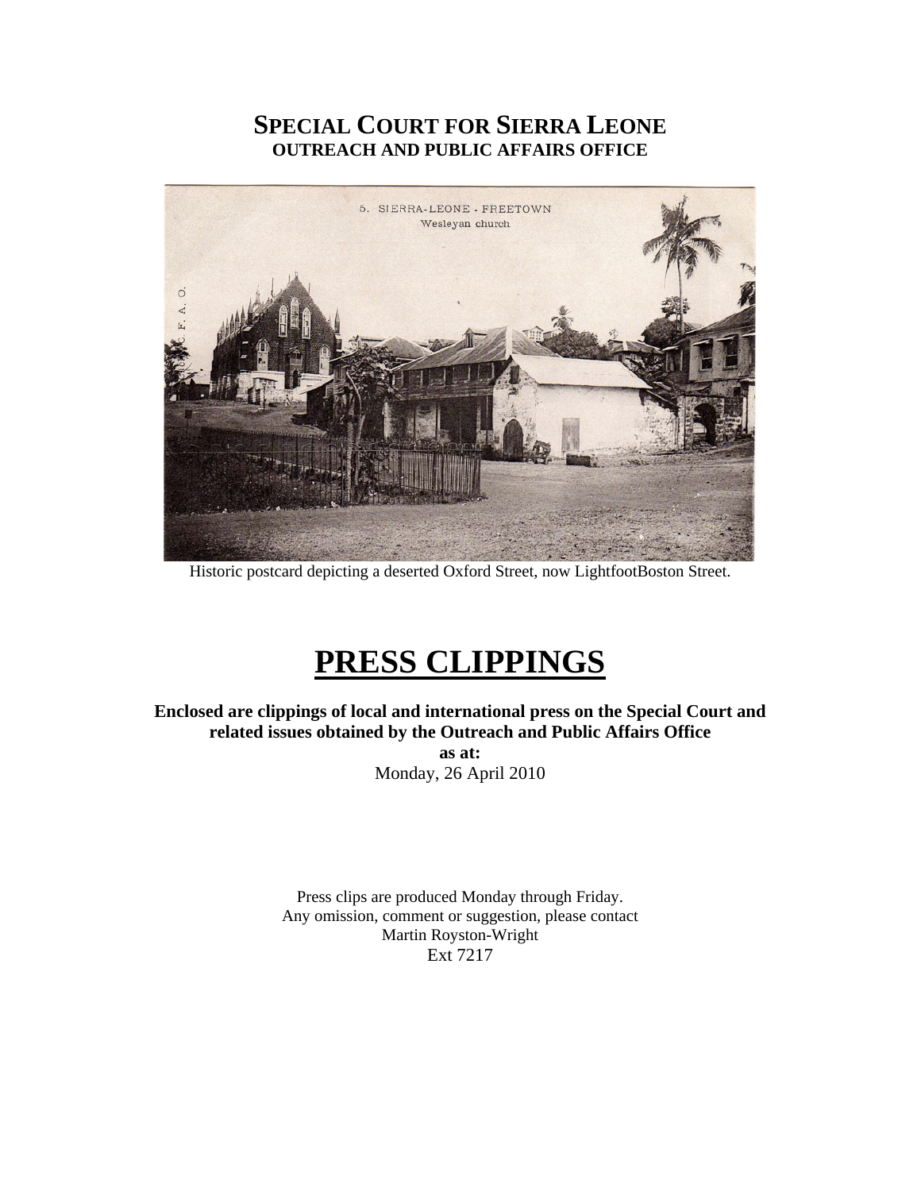# SPECIAL COURT FOR SIERRA LEONE
## OUTREACH AND PUBLIC AFFAIRS OFFICE

Historic postcard depicting a deserted Oxford Street, now LightfootBoston Street.

# PRESS CLIPPINGS

**Enclosed are clippings of local and international press on the Special Court and related issues obtained by the Outreach and Public Affairs Office**

**as at:**

Monday, 26 April 2010

Press clips are produced Monday through Friday.
Any omission, comment or suggestion, please contact
Martin Royston-Wright
Ext 7217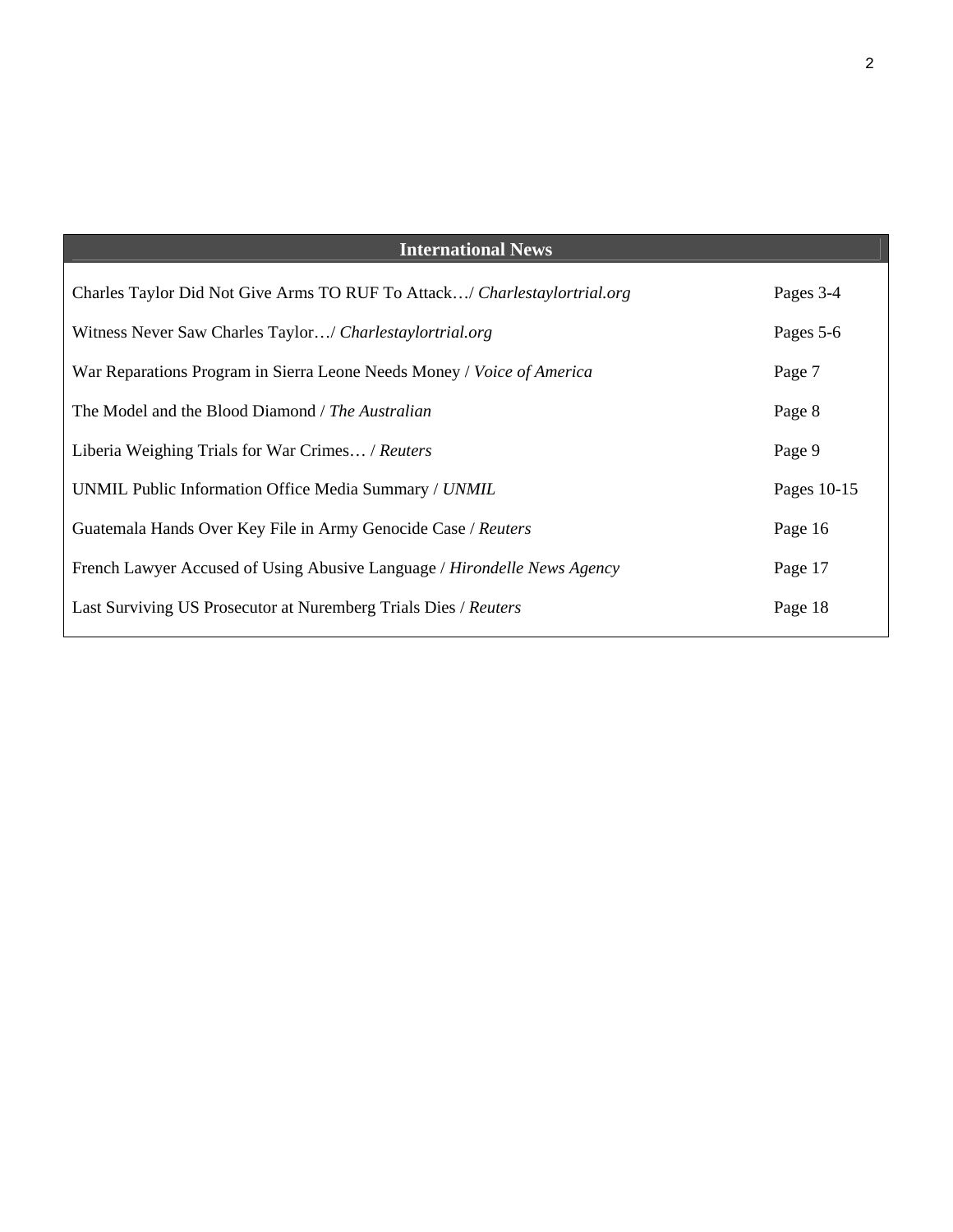| International News | |
|---|---|
| Charles Taylor Did Not Give Arms TO RUF To Attack…/ *Charlestaylortrial.org* | Pages 3-4 |
| Witness Never Saw Charles Taylor…/ *Charlestaylortrial.org* | Pages 5-6 |
| War Reparations Program in Sierra Leone Needs Money / *Voice of America* | Page 7 |
| The Model and the Blood Diamond / *The Australian* | Page 8 |
| Liberia Weighing Trials for War Crimes… / *Reuters* | Page 9 |
| UNMIL Public Information Office Media Summary / *UNMIL* | Pages 10-15 |
| Guatemala Hands Over Key File in Army Genocide Case / *Reuters* | Page 16 |
| French Lawyer Accused of Using Abusive Language / *Hirondelle News Agency* | Page 17 |
| Last Surviving US Prosecutor at Nuremberg Trials Dies / *Reuters* | Page 18 |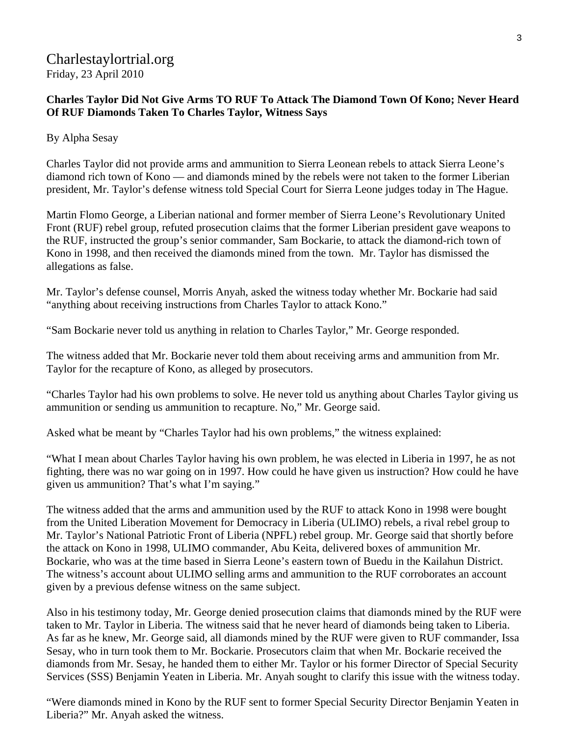Charlestaylortrial.org
Friday, 23 April 2010

**Charles Taylor Did Not Give Arms TO RUF To Attack The Diamond Town Of Kono; Never Heard Of RUF Diamonds Taken To Charles Taylor, Witness Says**

By Alpha Sesay

Charles Taylor did not provide arms and ammunition to Sierra Leonean rebels to attack Sierra Leone's diamond rich town of Kono — and diamonds mined by the rebels were not taken to the former Liberian president, Mr. Taylor's defense witness told Special Court for Sierra Leone judges today in The Hague.

Martin Flomo George, a Liberian national and former member of Sierra Leone's Revolutionary United Front (RUF) rebel group, refuted prosecution claims that the former Liberian president gave weapons to the RUF, instructed the group's senior commander, Sam Bockarie, to attack the diamond-rich town of Kono in 1998, and then received the diamonds mined from the town. Mr. Taylor has dismissed the allegations as false.

Mr. Taylor's defense counsel, Morris Anyah, asked the witness today whether Mr. Bockarie had said "anything about receiving instructions from Charles Taylor to attack Kono."

"Sam Bockarie never told us anything in relation to Charles Taylor," Mr. George responded.

The witness added that Mr. Bockarie never told them about receiving arms and ammunition from Mr. Taylor for the recapture of Kono, as alleged by prosecutors.

"Charles Taylor had his own problems to solve. He never told us anything about Charles Taylor giving us ammunition or sending us ammunition to recapture. No," Mr. George said.

Asked what be meant by "Charles Taylor had his own problems," the witness explained:

"What I mean about Charles Taylor having his own problem, he was elected in Liberia in 1997, he as not fighting, there was no war going on in 1997. How could he have given us instruction? How could he have given us ammunition? That's what I'm saying."

The witness added that the arms and ammunition used by the RUF to attack Kono in 1998 were bought from the United Liberation Movement for Democracy in Liberia (ULIMO) rebels, a rival rebel group to Mr. Taylor's National Patriotic Front of Liberia (NPFL) rebel group. Mr. George said that shortly before the attack on Kono in 1998, ULIMO commander, Abu Keita, delivered boxes of ammunition Mr. Bockarie, who was at the time based in Sierra Leone's eastern town of Buedu in the Kailahun District. The witness's account about ULIMO selling arms and ammunition to the RUF corroborates an account given by a previous defense witness on the same subject.

Also in his testimony today, Mr. George denied prosecution claims that diamonds mined by the RUF were taken to Mr. Taylor in Liberia. The witness said that he never heard of diamonds being taken to Liberia. As far as he knew, Mr. George said, all diamonds mined by the RUF were given to RUF commander, Issa Sesay, who in turn took them to Mr. Bockarie. Prosecutors claim that when Mr. Bockarie received the diamonds from Mr. Sesay, he handed them to either Mr. Taylor or his former Director of Special Security Services (SSS) Benjamin Yeaten in Liberia. Mr. Anyah sought to clarify this issue with the witness today.

"Were diamonds mined in Kono by the RUF sent to former Special Security Director Benjamin Yeaten in Liberia?" Mr. Anyah asked the witness.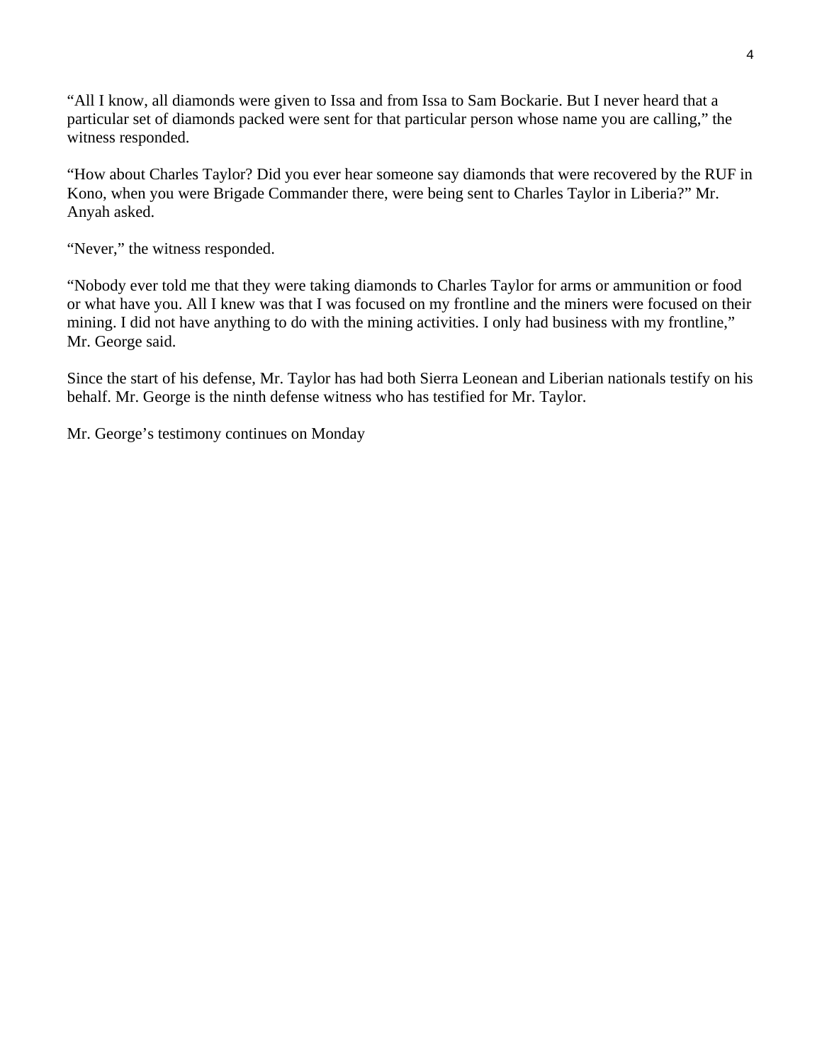"All I know, all diamonds were given to Issa and from Issa to Sam Bockarie. But I never heard that a particular set of diamonds packed were sent for that particular person whose name you are calling," the witness responded.

"How about Charles Taylor? Did you ever hear someone say diamonds that were recovered by the RUF in Kono, when you were Brigade Commander there, were being sent to Charles Taylor in Liberia?" Mr. Anyah asked.

"Never," the witness responded.

"Nobody ever told me that they were taking diamonds to Charles Taylor for arms or ammunition or food or what have you. All I knew was that I was focused on my frontline and the miners were focused on their mining. I did not have anything to do with the mining activities. I only had business with my frontline," Mr. George said.

Since the start of his defense, Mr. Taylor has had both Sierra Leonean and Liberian nationals testify on his behalf. Mr. George is the ninth defense witness who has testified for Mr. Taylor.

Mr. George's testimony continues on Monday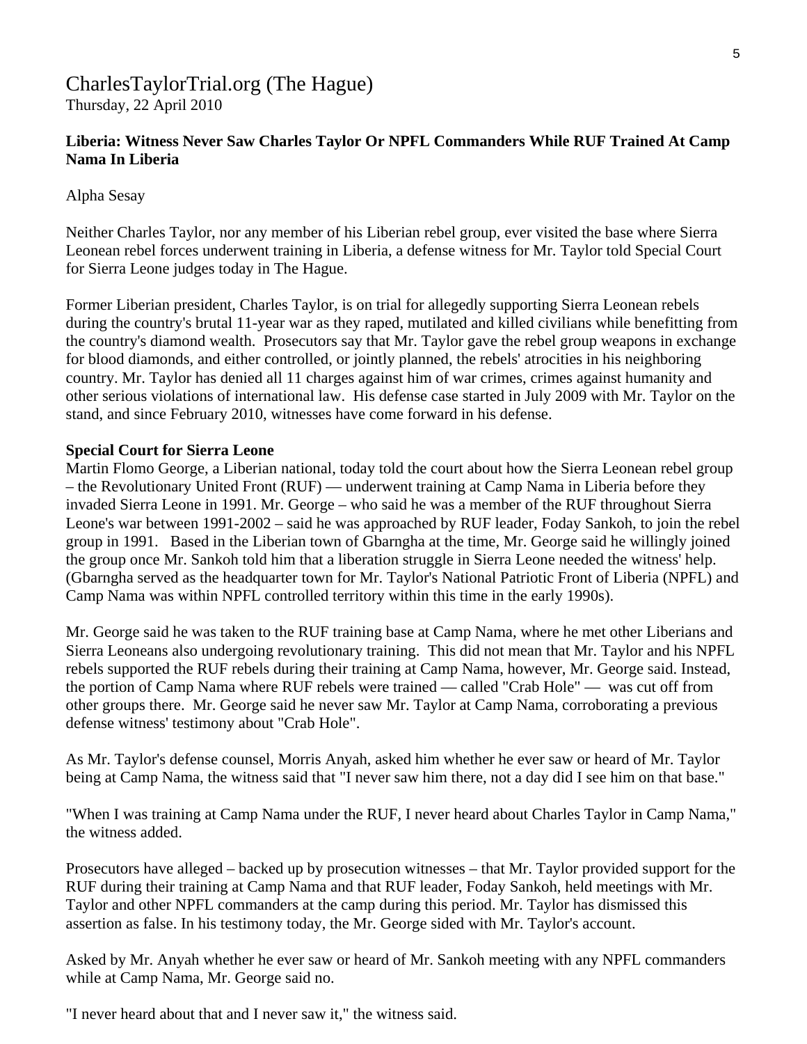CharlesTaylorTrial.org (The Hague)
Thursday, 22 April 2010

**Liberia: Witness Never Saw Charles Taylor Or NPFL Commanders While RUF Trained At Camp Nama In Liberia**

Alpha Sesay

Neither Charles Taylor, nor any member of his Liberian rebel group, ever visited the base where Sierra Leonean rebel forces underwent training in Liberia, a defense witness for Mr. Taylor told Special Court for Sierra Leone judges today in The Hague.

Former Liberian president, Charles Taylor, is on trial for allegedly supporting Sierra Leonean rebels during the country's brutal 11-year war as they raped, mutilated and killed civilians while benefitting from the country's diamond wealth. Prosecutors say that Mr. Taylor gave the rebel group weapons in exchange for blood diamonds, and either controlled, or jointly planned, the rebels' atrocities in his neighboring country. Mr. Taylor has denied all 11 charges against him of war crimes, crimes against humanity and other serious violations of international law. His defense case started in July 2009 with Mr. Taylor on the stand, and since February 2010, witnesses have come forward in his defense.

**Special Court for Sierra Leone**
Martin Flomo George, a Liberian national, today told the court about how the Sierra Leonean rebel group – the Revolutionary United Front (RUF) — underwent training at Camp Nama in Liberia before they invaded Sierra Leone in 1991. Mr. George – who said he was a member of the RUF throughout Sierra Leone's war between 1991-2002 – said he was approached by RUF leader, Foday Sankoh, to join the rebel group in 1991. Based in the Liberian town of Gbarngha at the time, Mr. George said he willingly joined the group once Mr. Sankoh told him that a liberation struggle in Sierra Leone needed the witness' help. (Gbarngha served as the headquarter town for Mr. Taylor's National Patriotic Front of Liberia (NPFL) and Camp Nama was within NPFL controlled territory within this time in the early 1990s).

Mr. George said he was taken to the RUF training base at Camp Nama, where he met other Liberians and Sierra Leoneans also undergoing revolutionary training. This did not mean that Mr. Taylor and his NPFL rebels supported the RUF rebels during their training at Camp Nama, however, Mr. George said. Instead, the portion of Camp Nama where RUF rebels were trained — called "Crab Hole" — was cut off from other groups there. Mr. George said he never saw Mr. Taylor at Camp Nama, corroborating a previous defense witness' testimony about "Crab Hole".

As Mr. Taylor's defense counsel, Morris Anyah, asked him whether he ever saw or heard of Mr. Taylor being at Camp Nama, the witness said that "I never saw him there, not a day did I see him on that base."

"When I was training at Camp Nama under the RUF, I never heard about Charles Taylor in Camp Nama," the witness added.

Prosecutors have alleged – backed up by prosecution witnesses – that Mr. Taylor provided support for the RUF during their training at Camp Nama and that RUF leader, Foday Sankoh, held meetings with Mr. Taylor and other NPFL commanders at the camp during this period. Mr. Taylor has dismissed this assertion as false. In his testimony today, the Mr. George sided with Mr. Taylor's account.

Asked by Mr. Anyah whether he ever saw or heard of Mr. Sankoh meeting with any NPFL commanders while at Camp Nama, Mr. George said no.

"I never heard about that and I never saw it," the witness said.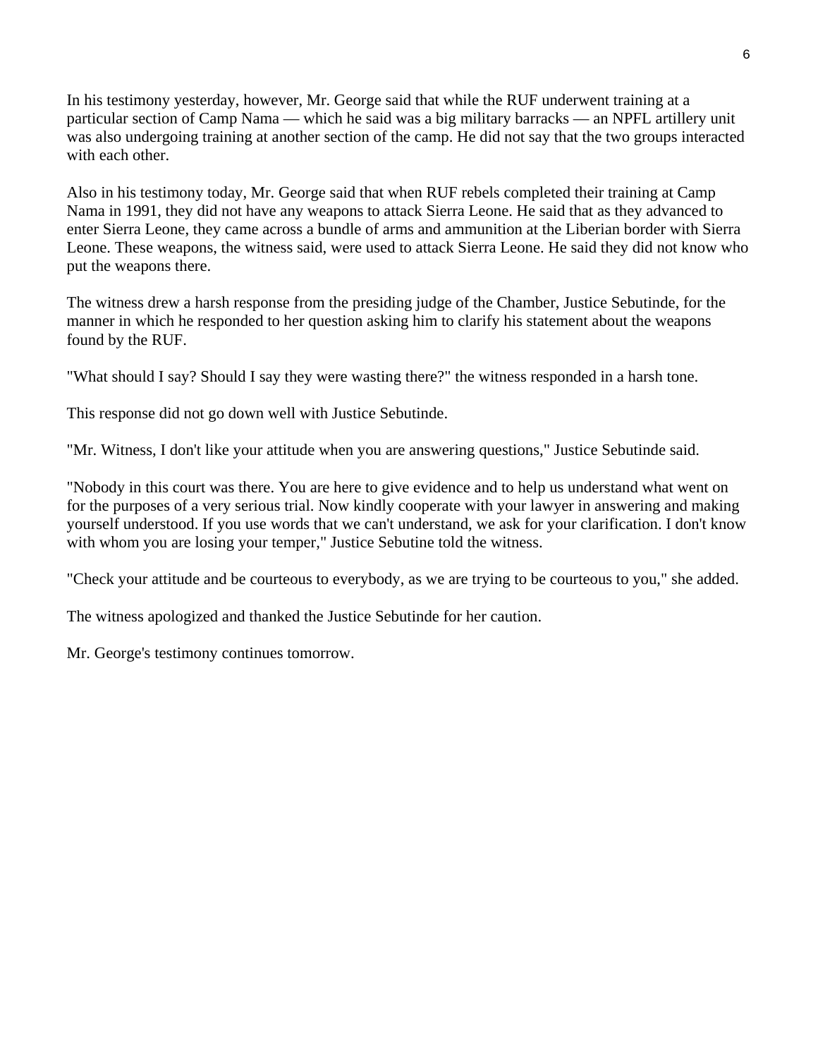In his testimony yesterday, however, Mr. George said that while the RUF underwent training at a particular section of Camp Nama — which he said was a big military barracks — an NPFL artillery unit was also undergoing training at another section of the camp. He did not say that the two groups interacted with each other.

Also in his testimony today, Mr. George said that when RUF rebels completed their training at Camp Nama in 1991, they did not have any weapons to attack Sierra Leone. He said that as they advanced to enter Sierra Leone, they came across a bundle of arms and ammunition at the Liberian border with Sierra Leone. These weapons, the witness said, were used to attack Sierra Leone. He said they did not know who put the weapons there.

The witness drew a harsh response from the presiding judge of the Chamber, Justice Sebutinde, for the manner in which he responded to her question asking him to clarify his statement about the weapons found by the RUF.

"What should I say? Should I say they were wasting there?" the witness responded in a harsh tone.

This response did not go down well with Justice Sebutinde.

"Mr. Witness, I don't like your attitude when you are answering questions," Justice Sebutinde said.

"Nobody in this court was there. You are here to give evidence and to help us understand what went on for the purposes of a very serious trial. Now kindly cooperate with your lawyer in answering and making yourself understood. If you use words that we can't understand, we ask for your clarification. I don't know with whom you are losing your temper," Justice Sebutine told the witness.

"Check your attitude and be courteous to everybody, as we are trying to be courteous to you," she added.

The witness apologized and thanked the Justice Sebutinde for her caution.

Mr. George's testimony continues tomorrow.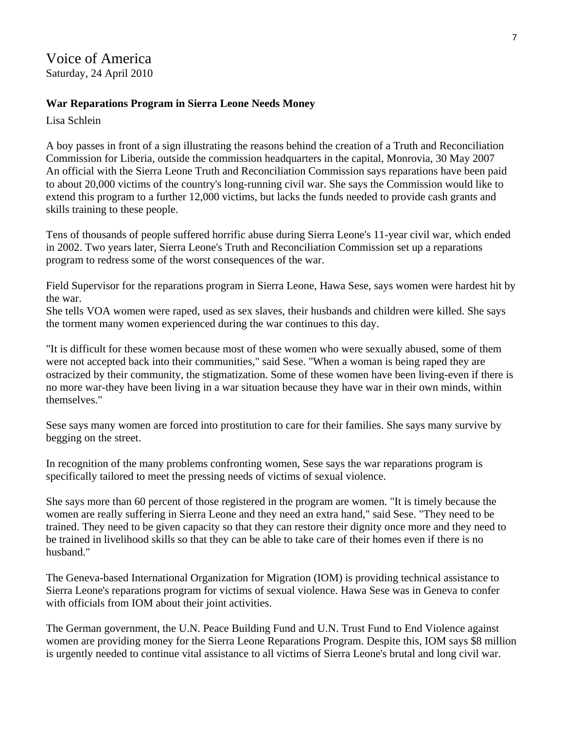# Voice of America

Saturday, 24 April 2010

**War Reparations Program in Sierra Leone Needs Money**

Lisa Schlein

A boy passes in front of a sign illustrating the reasons behind the creation of a Truth and Reconciliation Commission for Liberia, outside the commission headquarters in the capital, Monrovia, 30 May 2007
An official with the Sierra Leone Truth and Reconciliation Commission says reparations have been paid to about 20,000 victims of the country's long-running civil war. She says the Commission would like to extend this program to a further 12,000 victims, but lacks the funds needed to provide cash grants and skills training to these people.

Tens of thousands of people suffered horrific abuse during Sierra Leone's 11-year civil war, which ended in 2002. Two years later, Sierra Leone's Truth and Reconciliation Commission set up a reparations program to redress some of the worst consequences of the war.

Field Supervisor for the reparations program in Sierra Leone, Hawa Sese, says women were hardest hit by the war.
She tells VOA women were raped, used as sex slaves, their husbands and children were killed. She says the torment many women experienced during the war continues to this day.

"It is difficult for these women because most of these women who were sexually abused, some of them were not accepted back into their communities," said Sese. "When a woman is being raped they are ostracized by their community, the stigmatization. Some of these women have been living-even if there is no more war-they have been living in a war situation because they have war in their own minds, within themselves."

Sese says many women are forced into prostitution to care for their families. She says many survive by begging on the street.

In recognition of the many problems confronting women, Sese says the war reparations program is specifically tailored to meet the pressing needs of victims of sexual violence.

She says more than 60 percent of those registered in the program are women. "It is timely because the women are really suffering in Sierra Leone and they need an extra hand," said Sese. "They need to be trained. They need to be given capacity so that they can restore their dignity once more and they need to be trained in livelihood skills so that they can be able to take care of their homes even if there is no husband."

The Geneva-based International Organization for Migration (IOM) is providing technical assistance to Sierra Leone's reparations program for victims of sexual violence. Hawa Sese was in Geneva to confer with officials from IOM about their joint activities.

The German government, the U.N. Peace Building Fund and U.N. Trust Fund to End Violence against women are providing money for the Sierra Leone Reparations Program. Despite this, IOM says $8 million is urgently needed to continue vital assistance to all victims of Sierra Leone's brutal and long civil war.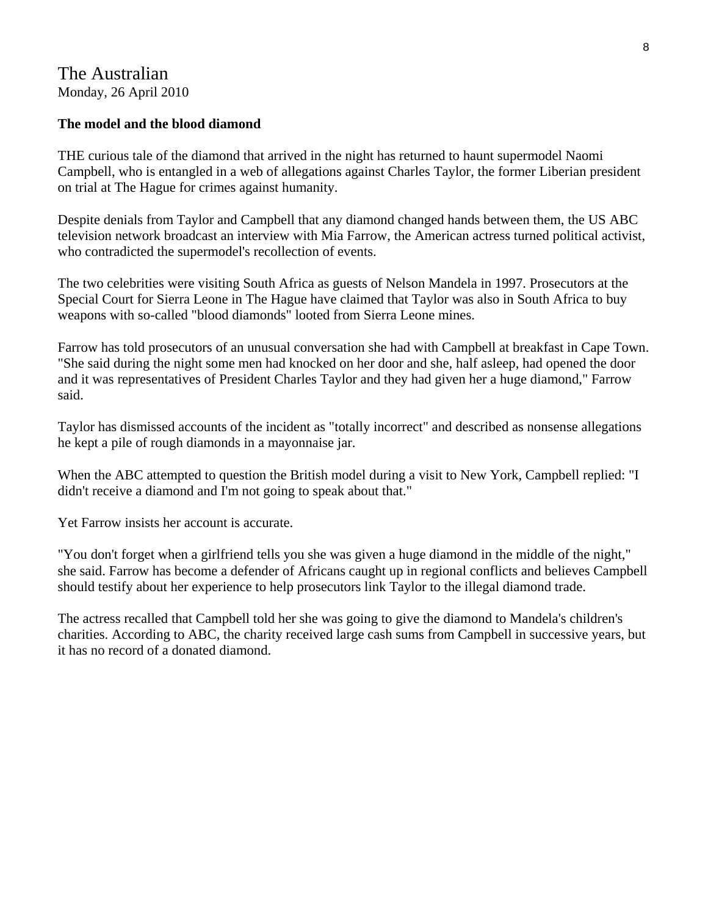The Australian
Monday, 26 April 2010

**The model and the blood diamond**

THE curious tale of the diamond that arrived in the night has returned to haunt supermodel Naomi Campbell, who is entangled in a web of allegations against Charles Taylor, the former Liberian president on trial at The Hague for crimes against humanity.

Despite denials from Taylor and Campbell that any diamond changed hands between them, the US ABC television network broadcast an interview with Mia Farrow, the American actress turned political activist, who contradicted the supermodel's recollection of events.

The two celebrities were visiting South Africa as guests of Nelson Mandela in 1997. Prosecutors at the Special Court for Sierra Leone in The Hague have claimed that Taylor was also in South Africa to buy weapons with so-called "blood diamonds" looted from Sierra Leone mines.

Farrow has told prosecutors of an unusual conversation she had with Campbell at breakfast in Cape Town. "She said during the night some men had knocked on her door and she, half asleep, had opened the door and it was representatives of President Charles Taylor and they had given her a huge diamond," Farrow said.

Taylor has dismissed accounts of the incident as "totally incorrect" and described as nonsense allegations he kept a pile of rough diamonds in a mayonnaise jar.

When the ABC attempted to question the British model during a visit to New York, Campbell replied: "I didn't receive a diamond and I'm not going to speak about that."

Yet Farrow insists her account is accurate.

"You don't forget when a girlfriend tells you she was given a huge diamond in the middle of the night," she said. Farrow has become a defender of Africans caught up in regional conflicts and believes Campbell should testify about her experience to help prosecutors link Taylor to the illegal diamond trade.

The actress recalled that Campbell told her she was going to give the diamond to Mandela's children's charities. According to ABC, the charity received large cash sums from Campbell in successive years, but it has no record of a donated diamond.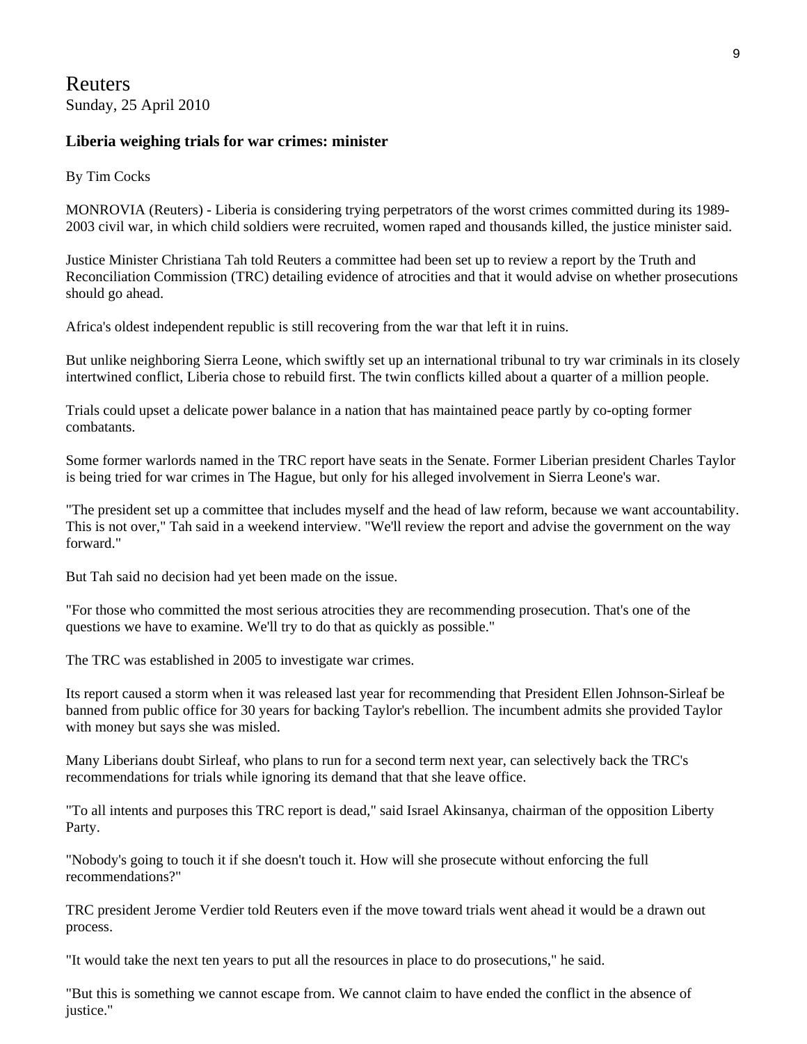Reuters
Sunday, 25 April 2010

### Liberia weighing trials for war crimes: minister

By Tim Cocks

MONROVIA (Reuters) - Liberia is considering trying perpetrators of the worst crimes committed during its 1989-2003 civil war, in which child soldiers were recruited, women raped and thousands killed, the justice minister said.

Justice Minister Christiana Tah told Reuters a committee had been set up to review a report by the Truth and Reconciliation Commission (TRC) detailing evidence of atrocities and that it would advise on whether prosecutions should go ahead.

Africa's oldest independent republic is still recovering from the war that left it in ruins.

But unlike neighboring Sierra Leone, which swiftly set up an international tribunal to try war criminals in its closely intertwined conflict, Liberia chose to rebuild first. The twin conflicts killed about a quarter of a million people.

Trials could upset a delicate power balance in a nation that has maintained peace partly by co-opting former combatants.

Some former warlords named in the TRC report have seats in the Senate. Former Liberian president Charles Taylor is being tried for war crimes in The Hague, but only for his alleged involvement in Sierra Leone's war.

"The president set up a committee that includes myself and the head of law reform, because we want accountability. This is not over," Tah said in a weekend interview. "We'll review the report and advise the government on the way forward."

But Tah said no decision had yet been made on the issue.

"For those who committed the most serious atrocities they are recommending prosecution. That's one of the questions we have to examine. We'll try to do that as quickly as possible."

The TRC was established in 2005 to investigate war crimes.

Its report caused a storm when it was released last year for recommending that President Ellen Johnson-Sirleaf be banned from public office for 30 years for backing Taylor's rebellion. The incumbent admits she provided Taylor with money but says she was misled.

Many Liberians doubt Sirleaf, who plans to run for a second term next year, can selectively back the TRC's recommendations for trials while ignoring its demand that that she leave office.

"To all intents and purposes this TRC report is dead," said Israel Akinsanya, chairman of the opposition Liberty Party.

"Nobody's going to touch it if she doesn't touch it. How will she prosecute without enforcing the full recommendations?"

TRC president Jerome Verdier told Reuters even if the move toward trials went ahead it would be a drawn out process.

"It would take the next ten years to put all the resources in place to do prosecutions," he said.

"But this is something we cannot escape from. We cannot claim to have ended the conflict in the absence of justice."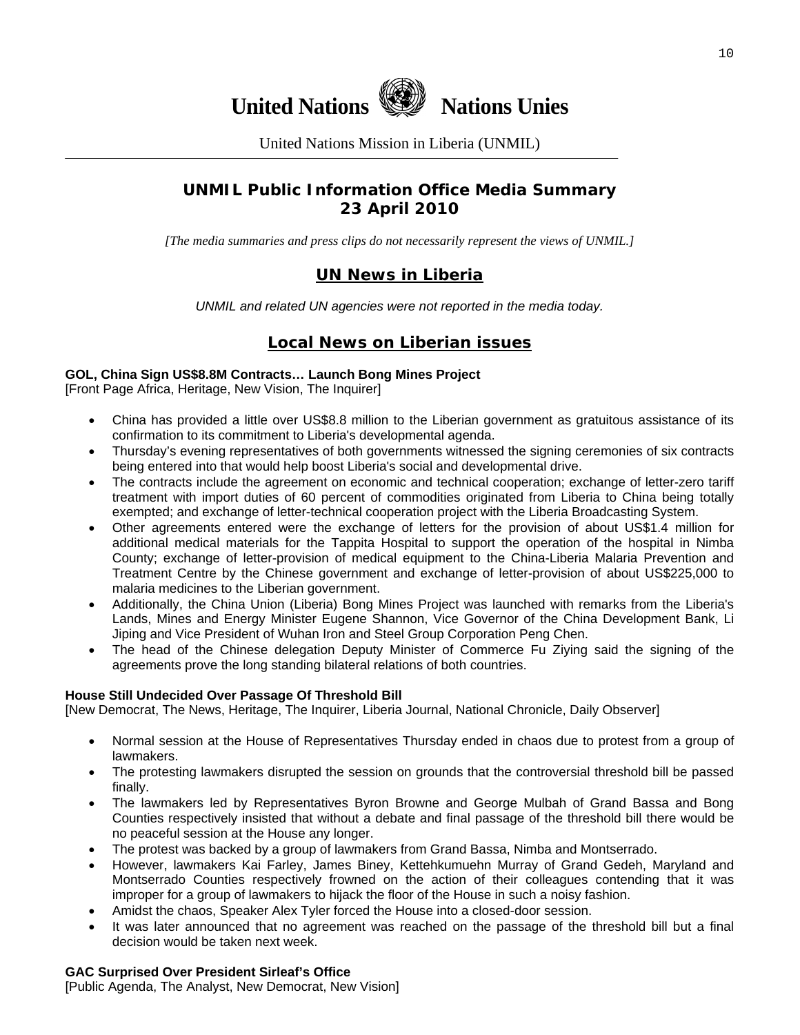# United Nations Nations Unies

United Nations Mission in Liberia (UNMIL)

## UNMIL Public Information Office Media Summary
## 23 April 2010

*[The media summaries and press clips do not necessarily represent the views of UNMIL.]*

## UN News in Liberia

*UNMIL and related UN agencies were not reported in the media today.*

## Local News on Liberian issues

**GOL, China Sign US$8.8M Contracts… Launch Bong Mines Project**
[Front Page Africa, Heritage, New Vision, The Inquirer]

- China has provided a little over US$8.8 million to the Liberian government as gratuitous assistance of its confirmation to its commitment to Liberia's developmental agenda.
- Thursday's evening representatives of both governments witnessed the signing ceremonies of six contracts being entered into that would help boost Liberia's social and developmental drive.
- The contracts include the agreement on economic and technical cooperation; exchange of letter-zero tariff treatment with import duties of 60 percent of commodities originated from Liberia to China being totally exempted; and exchange of letter-technical cooperation project with the Liberia Broadcasting System.
- Other agreements entered were the exchange of letters for the provision of about US$1.4 million for additional medical materials for the Tappita Hospital to support the operation of the hospital in Nimba County; exchange of letter-provision of medical equipment to the China-Liberia Malaria Prevention and Treatment Centre by the Chinese government and exchange of letter-provision of about US$225,000 to malaria medicines to the Liberian government.
- Additionally, the China Union (Liberia) Bong Mines Project was launched with remarks from the Liberia's Lands, Mines and Energy Minister Eugene Shannon, Vice Governor of the China Development Bank, Li Jiping and Vice President of Wuhan Iron and Steel Group Corporation Peng Chen.
- The head of the Chinese delegation Deputy Minister of Commerce Fu Ziying said the signing of the agreements prove the long standing bilateral relations of both countries.

**House Still Undecided Over Passage Of Threshold Bill**
[New Democrat, The News, Heritage, The Inquirer, Liberia Journal, National Chronicle, Daily Observer]

- Normal session at the House of Representatives Thursday ended in chaos due to protest from a group of lawmakers.
- The protesting lawmakers disrupted the session on grounds that the controversial threshold bill be passed finally.
- The lawmakers led by Representatives Byron Browne and George Mulbah of Grand Bassa and Bong Counties respectively insisted that without a debate and final passage of the threshold bill there would be no peaceful session at the House any longer.
- The protest was backed by a group of lawmakers from Grand Bassa, Nimba and Montserrado.
- However, lawmakers Kai Farley, James Biney, Kettehkumuehn Murray of Grand Gedeh, Maryland and Montserrado Counties respectively frowned on the action of their colleagues contending that it was improper for a group of lawmakers to hijack the floor of the House in such a noisy fashion.
- Amidst the chaos, Speaker Alex Tyler forced the House into a closed-door session.
- It was later announced that no agreement was reached on the passage of the threshold bill but a final decision would be taken next week.

**GAC Surprised Over President Sirleaf's Office**
[Public Agenda, The Analyst, New Democrat, New Vision]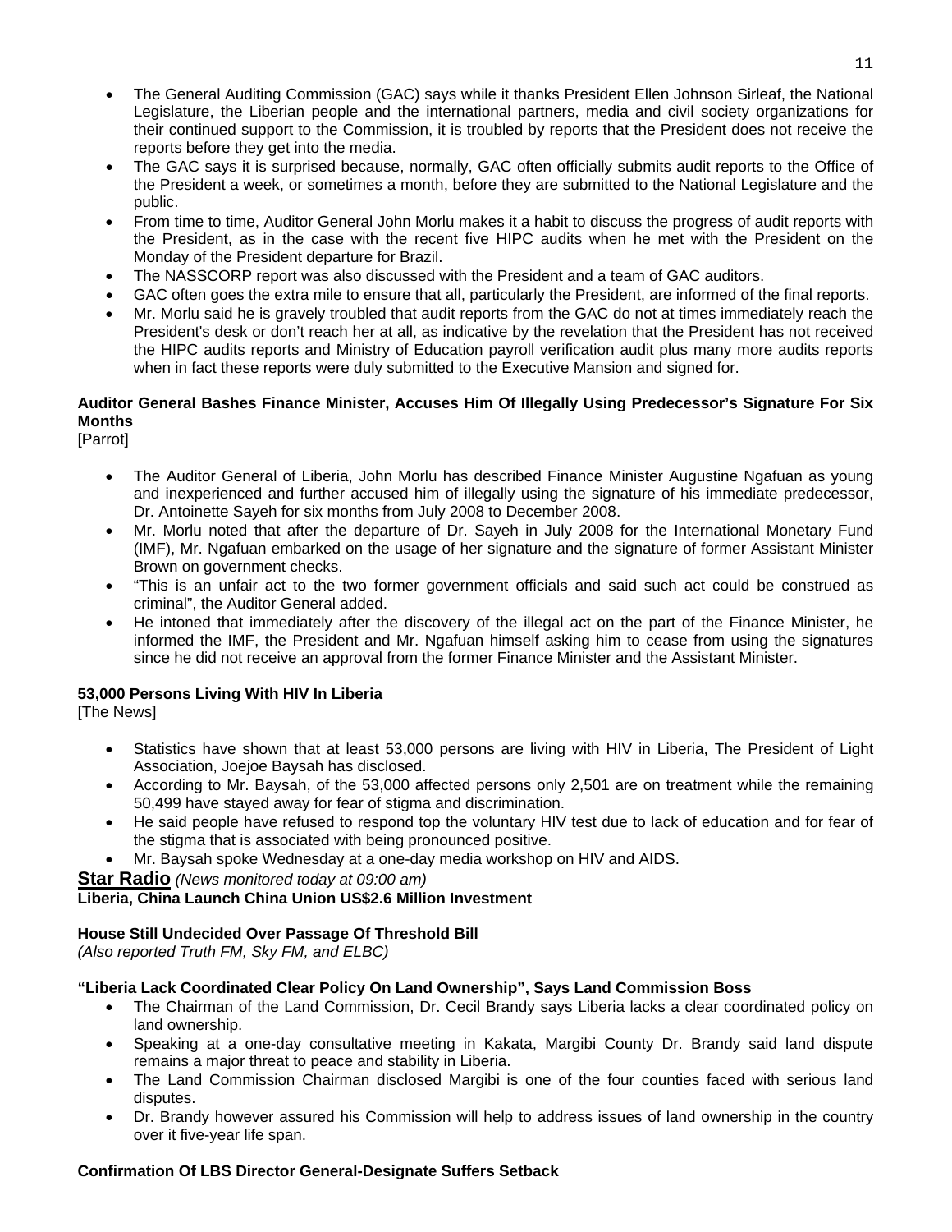- The General Auditing Commission (GAC) says while it thanks President Ellen Johnson Sirleaf, the National Legislature, the Liberian people and the international partners, media and civil society organizations for their continued support to the Commission, it is troubled by reports that the President does not receive the reports before they get into the media.
- The GAC says it is surprised because, normally, GAC often officially submits audit reports to the Office of the President a week, or sometimes a month, before they are submitted to the National Legislature and the public.
- From time to time, Auditor General John Morlu makes it a habit to discuss the progress of audit reports with the President, as in the case with the recent five HIPC audits when he met with the President on the Monday of the President departure for Brazil.
- The NASSCORP report was also discussed with the President and a team of GAC auditors.
- GAC often goes the extra mile to ensure that all, particularly the President, are informed of the final reports.
- Mr. Morlu said he is gravely troubled that audit reports from the GAC do not at times immediately reach the President's desk or don't reach her at all, as indicative by the revelation that the President has not received the HIPC audits reports and Ministry of Education payroll verification audit plus many more audits reports when in fact these reports were duly submitted to the Executive Mansion and signed for.

**Auditor General Bashes Finance Minister, Accuses Him Of Illegally Using Predecessor's Signature For Six Months**
[Parrot]

- The Auditor General of Liberia, John Morlu has described Finance Minister Augustine Ngafuan as young and inexperienced and further accused him of illegally using the signature of his immediate predecessor, Dr. Antoinette Sayeh for six months from July 2008 to December 2008.
- Mr. Morlu noted that after the departure of Dr. Sayeh in July 2008 for the International Monetary Fund (IMF), Mr. Ngafuan embarked on the usage of her signature and the signature of former Assistant Minister Brown on government checks.
- "This is an unfair act to the two former government officials and said such act could be construed as criminal", the Auditor General added.
- He intoned that immediately after the discovery of the illegal act on the part of the Finance Minister, he informed the IMF, the President and Mr. Ngafuan himself asking him to cease from using the signatures since he did not receive an approval from the former Finance Minister and the Assistant Minister.

**53,000 Persons Living With HIV In Liberia**
[The News]

- Statistics have shown that at least 53,000 persons are living with HIV in Liberia, The President of Light Association, Joejoe Baysah has disclosed.
- According to Mr. Baysah, of the 53,000 affected persons only 2,501 are on treatment while the remaining 50,499 have stayed away for fear of stigma and discrimination.
- He said people have refused to respond top the voluntary HIV test due to lack of education and for fear of the stigma that is associated with being pronounced positive.
- Mr. Baysah spoke Wednesday at a one-day media workshop on HIV and AIDS.

## Star Radio *(News monitored today at 09:00 am)*

**Liberia, China Launch China Union US$2.6 Million Investment**

**House Still Undecided Over Passage Of Threshold Bill**
*(Also reported Truth FM, Sky FM, and ELBC)*

**"Liberia Lack Coordinated Clear Policy On Land Ownership", Says Land Commission Boss**

- The Chairman of the Land Commission, Dr. Cecil Brandy says Liberia lacks a clear coordinated policy on land ownership.
- Speaking at a one-day consultative meeting in Kakata, Margibi County Dr. Brandy said land dispute remains a major threat to peace and stability in Liberia.
- The Land Commission Chairman disclosed Margibi is one of the four counties faced with serious land disputes.
- Dr. Brandy however assured his Commission will help to address issues of land ownership in the country over it five-year life span.

**Confirmation Of LBS Director General-Designate Suffers Setback**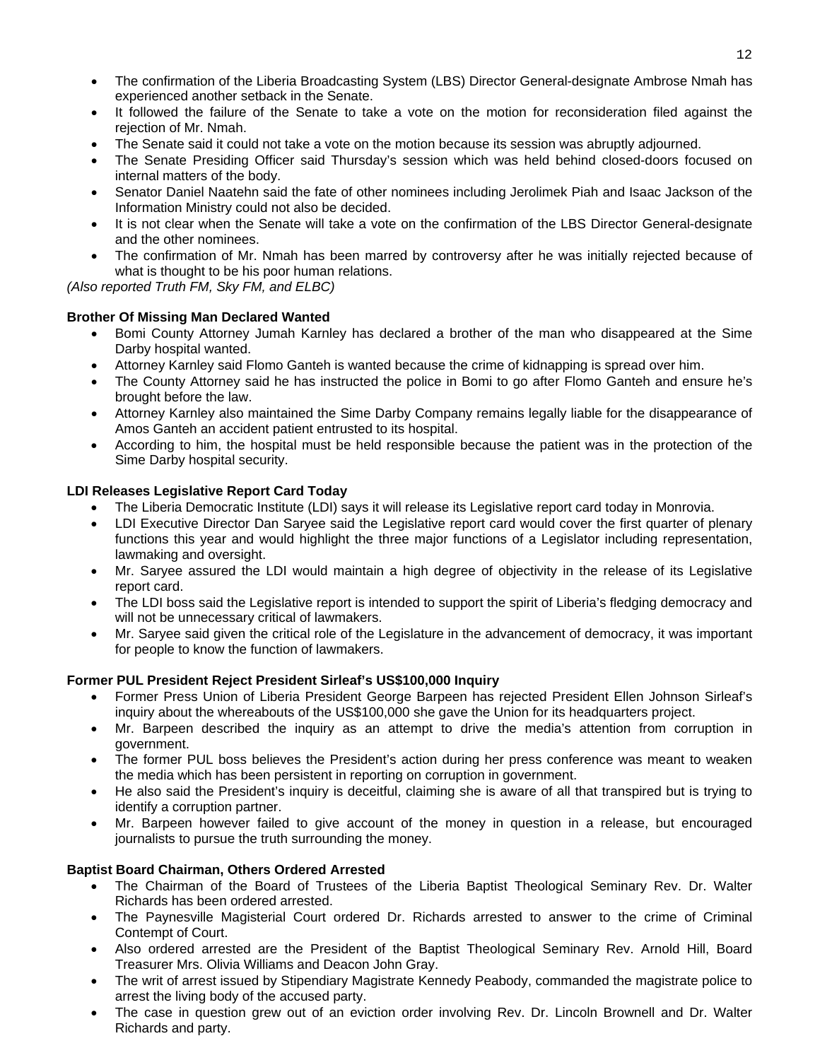- The confirmation of the Liberia Broadcasting System (LBS) Director General-designate Ambrose Nmah has experienced another setback in the Senate.
- It followed the failure of the Senate to take a vote on the motion for reconsideration filed against the rejection of Mr. Nmah.
- The Senate said it could not take a vote on the motion because its session was abruptly adjourned.
- The Senate Presiding Officer said Thursday's session which was held behind closed-doors focused on internal matters of the body.
- Senator Daniel Naatehn said the fate of other nominees including Jerolimek Piah and Isaac Jackson of the Information Ministry could not also be decided.
- It is not clear when the Senate will take a vote on the confirmation of the LBS Director General-designate and the other nominees.
- The confirmation of Mr. Nmah has been marred by controversy after he was initially rejected because of what is thought to be his poor human relations.

*(Also reported Truth FM, Sky FM, and ELBC)*

**Brother Of Missing Man Declared Wanted**

- Bomi County Attorney Jumah Karnley has declared a brother of the man who disappeared at the Sime Darby hospital wanted.
- Attorney Karnley said Flomo Ganteh is wanted because the crime of kidnapping is spread over him.
- The County Attorney said he has instructed the police in Bomi to go after Flomo Ganteh and ensure he's brought before the law.
- Attorney Karnley also maintained the Sime Darby Company remains legally liable for the disappearance of Amos Ganteh an accident patient entrusted to its hospital.
- According to him, the hospital must be held responsible because the patient was in the protection of the Sime Darby hospital security.

**LDI Releases Legislative Report Card Today**

- The Liberia Democratic Institute (LDI) says it will release its Legislative report card today in Monrovia.
- LDI Executive Director Dan Saryee said the Legislative report card would cover the first quarter of plenary functions this year and would highlight the three major functions of a Legislator including representation, lawmaking and oversight.
- Mr. Saryee assured the LDI would maintain a high degree of objectivity in the release of its Legislative report card.
- The LDI boss said the Legislative report is intended to support the spirit of Liberia's fledging democracy and will not be unnecessary critical of lawmakers.
- Mr. Saryee said given the critical role of the Legislature in the advancement of democracy, it was important for people to know the function of lawmakers.

**Former PUL President Reject President Sirleaf's US$100,000 Inquiry**

- Former Press Union of Liberia President George Barpeen has rejected President Ellen Johnson Sirleaf's inquiry about the whereabouts of the US$100,000 she gave the Union for its headquarters project.
- Mr. Barpeen described the inquiry as an attempt to drive the media's attention from corruption in government.
- The former PUL boss believes the President's action during her press conference was meant to weaken the media which has been persistent in reporting on corruption in government.
- He also said the President's inquiry is deceitful, claiming she is aware of all that transpired but is trying to identify a corruption partner.
- Mr. Barpeen however failed to give account of the money in question in a release, but encouraged journalists to pursue the truth surrounding the money.

**Baptist Board Chairman, Others Ordered Arrested**

- The Chairman of the Board of Trustees of the Liberia Baptist Theological Seminary Rev. Dr. Walter Richards has been ordered arrested.
- The Paynesville Magisterial Court ordered Dr. Richards arrested to answer to the crime of Criminal Contempt of Court.
- Also ordered arrested are the President of the Baptist Theological Seminary Rev. Arnold Hill, Board Treasurer Mrs. Olivia Williams and Deacon John Gray.
- The writ of arrest issued by Stipendiary Magistrate Kennedy Peabody, commanded the magistrate police to arrest the living body of the accused party.
- The case in question grew out of an eviction order involving Rev. Dr. Lincoln Brownell and Dr. Walter Richards and party.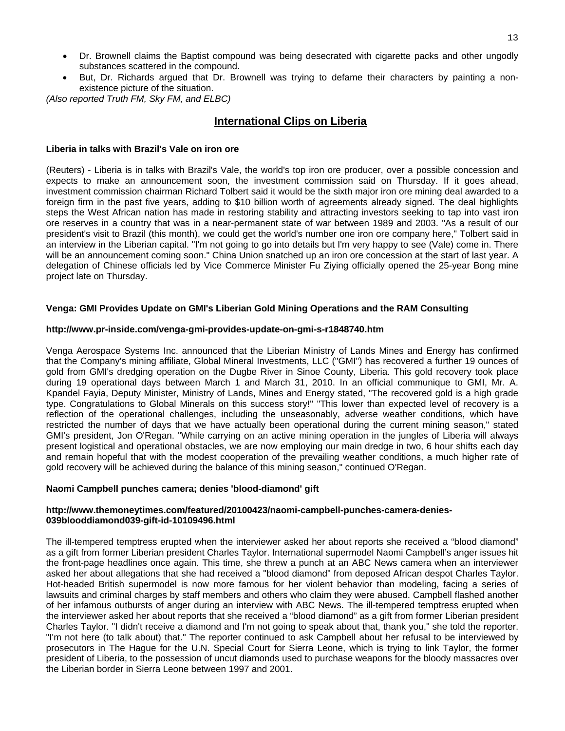- Dr. Brownell claims the Baptist compound was being desecrated with cigarette packs and other ungodly substances scattered in the compound.
- But, Dr. Richards argued that Dr. Brownell was trying to defame their characters by painting a non-existence picture of the situation.

*(Also reported Truth FM, Sky FM, and ELBC)*

## International Clips on Liberia

### Liberia in talks with Brazil's Vale on iron ore

(Reuters) - Liberia is in talks with Brazil's Vale, the world's top iron ore producer, over a possible concession and expects to make an announcement soon, the investment commission said on Thursday. If it goes ahead, investment commission chairman Richard Tolbert said it would be the sixth major iron ore mining deal awarded to a foreign firm in the past five years, adding to \$10 billion worth of agreements already signed. The deal highlights steps the West African nation has made in restoring stability and attracting investors seeking to tap into vast iron ore reserves in a country that was in a near-permanent state of war between 1989 and 2003. "As a result of our president's visit to Brazil (this month), we could get the world's number one iron ore company here," Tolbert said in an interview in the Liberian capital. "I'm not going to go into details but I'm very happy to see (Vale) come in. There will be an announcement coming soon." China Union snatched up an iron ore concession at the start of last year. A delegation of Chinese officials led by Vice Commerce Minister Fu Ziying officially opened the 25-year Bong mine project late on Thursday.

### Venga: GMI Provides Update on GMI's Liberian Gold Mining Operations and the RAM Consulting

**http://www.pr-inside.com/venga-gmi-provides-update-on-gmi-s-r1848740.htm**

Venga Aerospace Systems Inc. announced that the Liberian Ministry of Lands Mines and Energy has confirmed that the Company's mining affiliate, Global Mineral Investments, LLC ("GMI") has recovered a further 19 ounces of gold from GMI's dredging operation on the Dugbe River in Sinoe County, Liberia. This gold recovery took place during 19 operational days between March 1 and March 31, 2010. In an official communique to GMI, Mr. A. Kpandel Fayia, Deputy Minister, Ministry of Lands, Mines and Energy stated, "The recovered gold is a high grade type. Congratulations to Global Minerals on this success story!" "This lower than expected level of recovery is a reflection of the operational challenges, including the unseasonably, adverse weather conditions, which have restricted the number of days that we have actually been operational during the current mining season," stated GMI's president, Jon O'Regan. "While carrying on an active mining operation in the jungles of Liberia will always present logistical and operational obstacles, we are now employing our main dredge in two, 6 hour shifts each day and remain hopeful that with the modest cooperation of the prevailing weather conditions, a much higher rate of gold recovery will be achieved during the balance of this mining season," continued O'Regan.

### Naomi Campbell punches camera; denies 'blood-diamond' gift

**http://www.themoneytimes.com/featured/20100423/naomi-campbell-punches-camera-denies-039blooddiamond039-gift-id-10109496.html**

The ill-tempered temptress erupted when the interviewer asked her about reports she received a "blood diamond" as a gift from former Liberian president Charles Taylor. International supermodel Naomi Campbell's anger issues hit the front-page headlines once again. This time, she threw a punch at an ABC News camera when an interviewer asked her about allegations that she had received a "blood diamond" from deposed African despot Charles Taylor. Hot-headed British supermodel is now more famous for her violent behavior than modeling, facing a series of lawsuits and criminal charges by staff members and others who claim they were abused. Campbell flashed another of her infamous outbursts of anger during an interview with ABC News. The ill-tempered temptress erupted when the interviewer asked her about reports that she received a "blood diamond" as a gift from former Liberian president Charles Taylor. "I didn't receive a diamond and I'm not going to speak about that, thank you," she told the reporter. "I'm not here (to talk about) that." The reporter continued to ask Campbell about her refusal to be interviewed by prosecutors in The Hague for the U.N. Special Court for Sierra Leone, which is trying to link Taylor, the former president of Liberia, to the possession of uncut diamonds used to purchase weapons for the bloody massacres over the Liberian border in Sierra Leone between 1997 and 2001.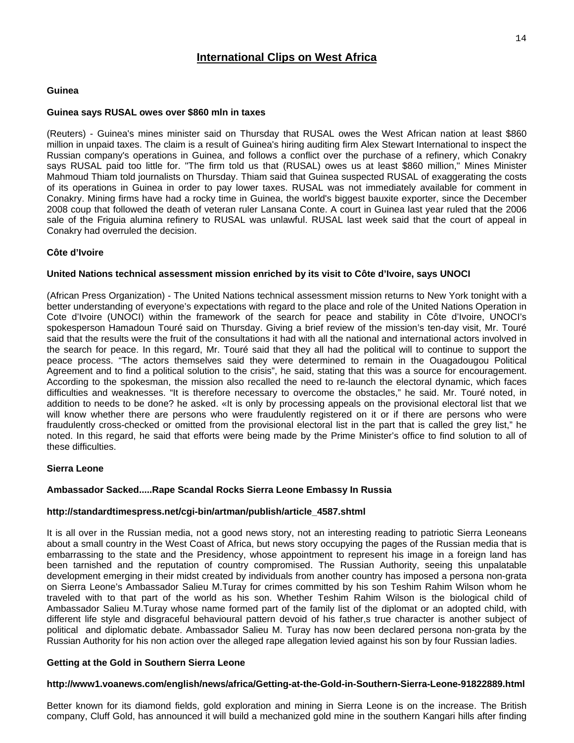# International Clips on West Africa

## Guinea

### Guinea says RUSAL owes over $860 mln in taxes

(Reuters) - Guinea's mines minister said on Thursday that RUSAL owes the West African nation at least $860 million in unpaid taxes. The claim is a result of Guinea's hiring auditing firm Alex Stewart International to inspect the Russian company's operations in Guinea, and follows a conflict over the purchase of a refinery, which Conakry says RUSAL paid too little for. "The firm told us that (RUSAL) owes us at least $860 million," Mines Minister Mahmoud Thiam told journalists on Thursday. Thiam said that Guinea suspected RUSAL of exaggerating the costs of its operations in Guinea in order to pay lower taxes. RUSAL was not immediately available for comment in Conakry. Mining firms have had a rocky time in Guinea, the world's biggest bauxite exporter, since the December 2008 coup that followed the death of veteran ruler Lansana Conte. A court in Guinea last year ruled that the 2006 sale of the Friguia alumina refinery to RUSAL was unlawful. RUSAL last week said that the court of appeal in Conakry had overruled the decision.

## Côte d'Ivoire

### United Nations technical assessment mission enriched by its visit to Côte d'Ivoire, says UNOCI

(African Press Organization) - The United Nations technical assessment mission returns to New York tonight with a better understanding of everyone's expectations with regard to the place and role of the United Nations Operation in Cote d'Ivoire (UNOCI) within the framework of the search for peace and stability in Côte d'Ivoire, UNOCI's spokesperson Hamadoun Touré said on Thursday. Giving a brief review of the mission's ten-day visit, Mr. Touré said that the results were the fruit of the consultations it had with all the national and international actors involved in the search for peace. In this regard, Mr. Touré said that they all had the political will to continue to support the peace process. "The actors themselves said they were determined to remain in the Ouagadougou Political Agreement and to find a political solution to the crisis", he said, stating that this was a source for encouragement. According to the spokesman, the mission also recalled the need to re-launch the electoral dynamic, which faces difficulties and weaknesses. "It is therefore necessary to overcome the obstacles," he said. Mr. Touré noted, in addition to needs to be done? he asked. «It is only by processing appeals on the provisional electoral list that we will know whether there are persons who were fraudulently registered on it or if there are persons who were fraudulently cross-checked or omitted from the provisional electoral list in the part that is called the grey list," he noted. In this regard, he said that efforts were being made by the Prime Minister's office to find solution to all of these difficulties.

## Sierra Leone

### Ambassador Sacked.....Rape Scandal Rocks Sierra Leone Embassy In Russia

**http://standardtimespress.net/cgi-bin/artman/publish/article_4587.shtml**

It is all over in the Russian media, not a good news story, not an interesting reading to patriotic Sierra Leoneans about a small country in the West Coast of Africa, but news story occupying the pages of the Russian media that is embarrassing to the state and the Presidency, whose appointment to represent his image in a foreign land has been tarnished and the reputation of country compromised. The Russian Authority, seeing this unpalatable development emerging in their midst created by individuals from another country has imposed a persona non-grata on Sierra Leone's Ambassador Salieu M.Turay for crimes committed by his son Teshim Rahim Wilson whom he traveled with to that part of the world as his son. Whether Teshim Rahim Wilson is the biological child of Ambassador Salieu M.Turay whose name formed part of the family list of the diplomat or an adopted child, with different life style and disgraceful behavioural pattern devoid of his father,s true character is another subject of political and diplomatic debate. Ambassador Salieu M. Turay has now been declared persona non-grata by the Russian Authority for his non action over the alleged rape allegation levied against his son by four Russian ladies.

### Getting at the Gold in Southern Sierra Leone

**http://www1.voanews.com/english/news/africa/Getting-at-the-Gold-in-Southern-Sierra-Leone-91822889.html**

Better known for its diamond fields, gold exploration and mining in Sierra Leone is on the increase. The British company, Cluff Gold, has announced it will build a mechanized gold mine in the southern Kangari hills after finding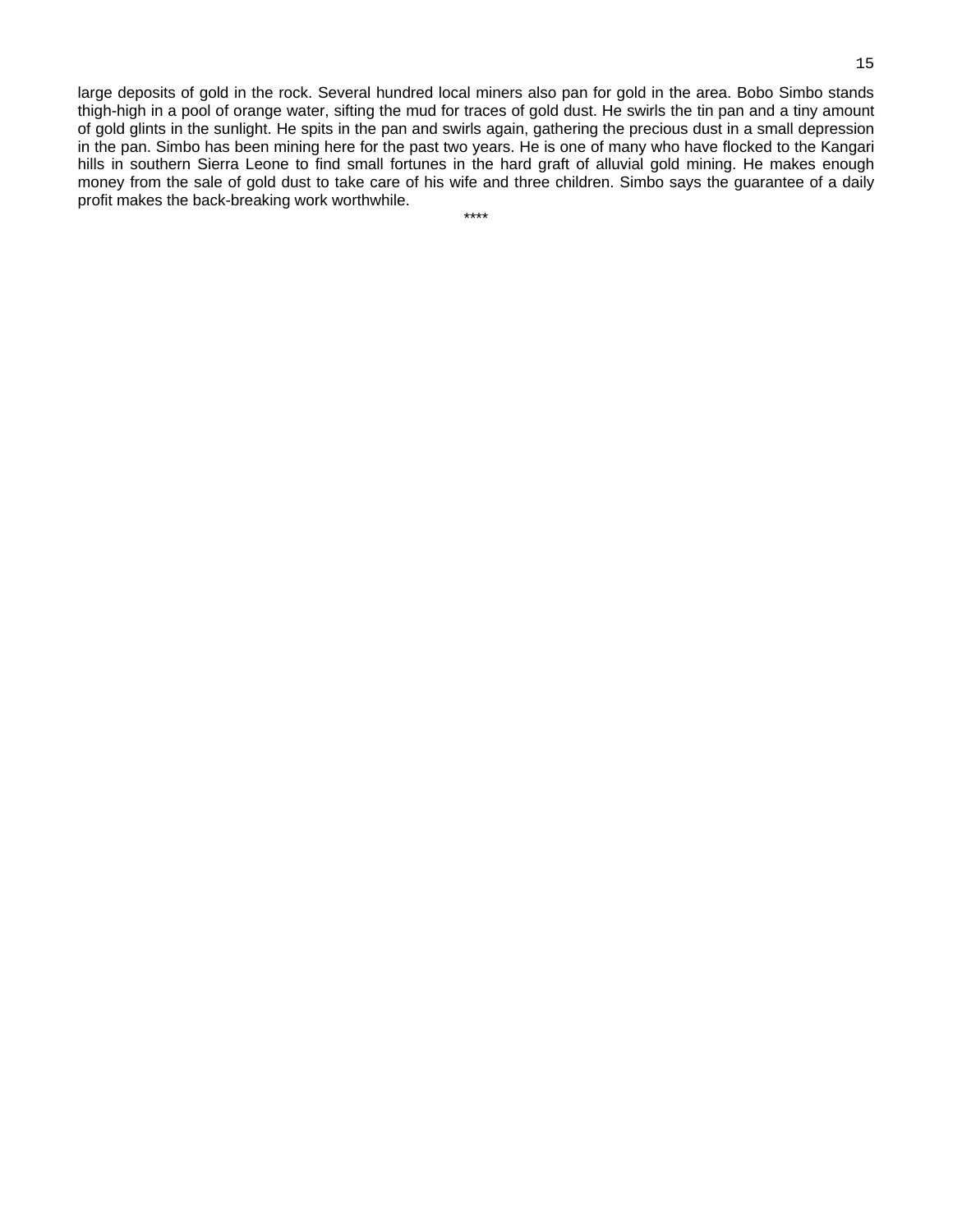large deposits of gold in the rock. Several hundred local miners also pan for gold in the area. Bobo Simbo stands thigh-high in a pool of orange water, sifting the mud for traces of gold dust. He swirls the tin pan and a tiny amount of gold glints in the sunlight. He spits in the pan and swirls again, gathering the precious dust in a small depression in the pan. Simbo has been mining here for the past two years. He is one of many who have flocked to the Kangari hills in southern Sierra Leone to find small fortunes in the hard graft of alluvial gold mining. He makes enough money from the sale of gold dust to take care of his wife and three children. Simbo says the guarantee of a daily profit makes the back-breaking work worthwhile.

****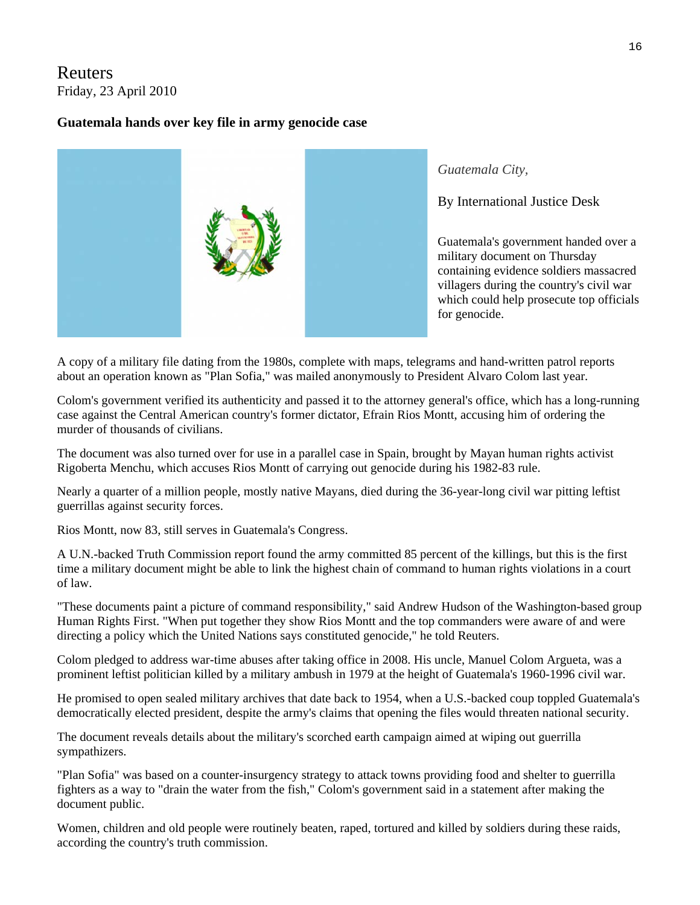Reuters
Friday, 23 April 2010

**Guatemala hands over key file in army genocide case**

*Guatemala City,*

By International Justice Desk

Guatemala's government handed over a military document on Thursday containing evidence soldiers massacred villagers during the country's civil war which could help prosecute top officials for genocide.

A copy of a military file dating from the 1980s, complete with maps, telegrams and hand-written patrol reports about an operation known as "Plan Sofia," was mailed anonymously to President Alvaro Colom last year.

Colom's government verified its authenticity and passed it to the attorney general's office, which has a long-running case against the Central American country's former dictator, Efrain Rios Montt, accusing him of ordering the murder of thousands of civilians.

The document was also turned over for use in a parallel case in Spain, brought by Mayan human rights activist Rigoberta Menchu, which accuses Rios Montt of carrying out genocide during his 1982-83 rule.

Nearly a quarter of a million people, mostly native Mayans, died during the 36-year-long civil war pitting leftist guerrillas against security forces.

Rios Montt, now 83, still serves in Guatemala's Congress.

A U.N.-backed Truth Commission report found the army committed 85 percent of the killings, but this is the first time a military document might be able to link the highest chain of command to human rights violations in a court of law.

"These documents paint a picture of command responsibility," said Andrew Hudson of the Washington-based group Human Rights First. "When put together they show Rios Montt and the top commanders were aware of and were directing a policy which the United Nations says constituted genocide," he told Reuters.

Colom pledged to address war-time abuses after taking office in 2008. His uncle, Manuel Colom Argueta, was a prominent leftist politician killed by a military ambush in 1979 at the height of Guatemala's 1960-1996 civil war.

He promised to open sealed military archives that date back to 1954, when a U.S.-backed coup toppled Guatemala's democratically elected president, despite the army's claims that opening the files would threaten national security.

The document reveals details about the military's scorched earth campaign aimed at wiping out guerrilla sympathizers.

"Plan Sofia" was based on a counter-insurgency strategy to attack towns providing food and shelter to guerrilla fighters as a way to "drain the water from the fish," Colom's government said in a statement after making the document public.

Women, children and old people were routinely beaten, raped, tortured and killed by soldiers during these raids, according the country's truth commission.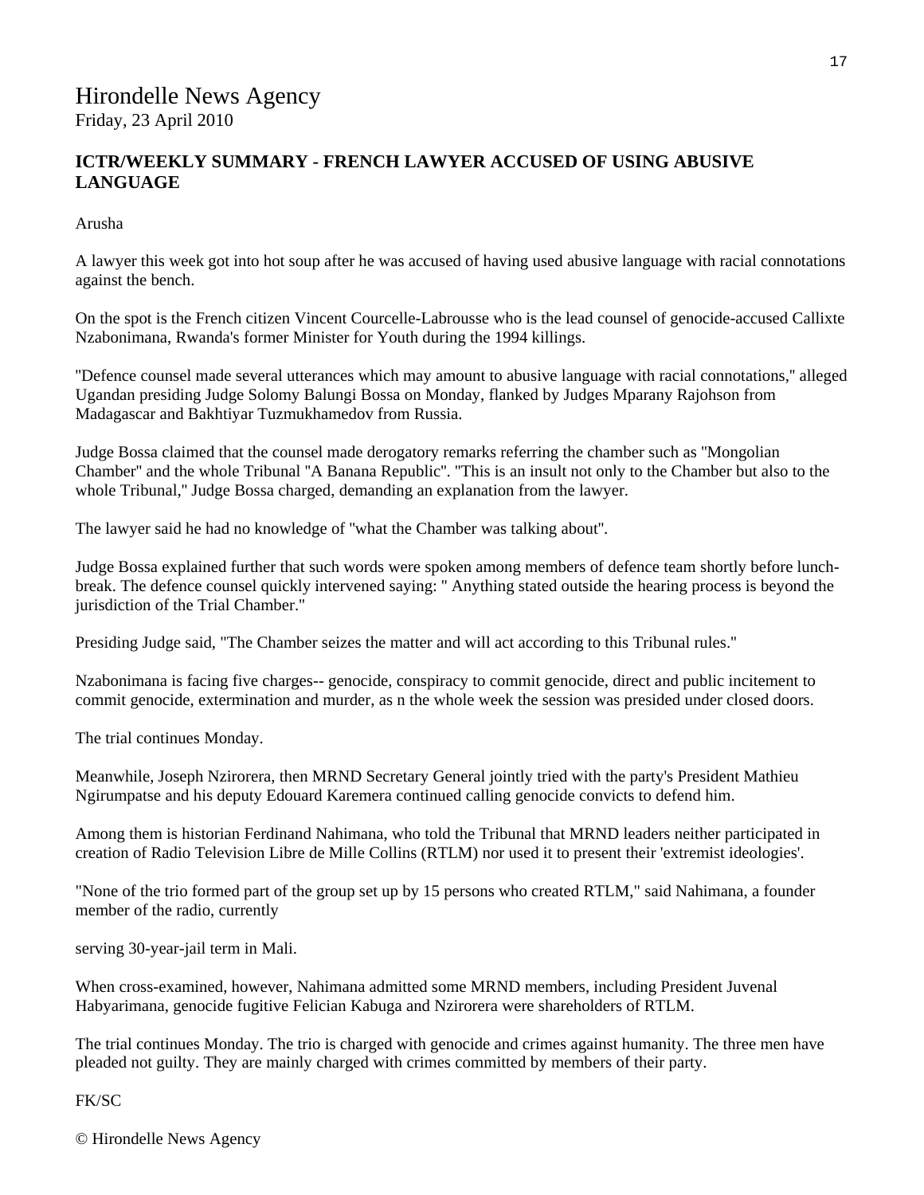# Hirondelle News Agency

Friday, 23 April 2010

## ICTR/WEEKLY SUMMARY - FRENCH LAWYER ACCUSED OF USING ABUSIVE LANGUAGE

Arusha

A lawyer this week got into hot soup after he was accused of having used abusive language with racial connotations against the bench.

On the spot is the French citizen Vincent Courcelle-Labrousse who is the lead counsel of genocide-accused Callixte Nzabonimana, Rwanda's former Minister for Youth during the 1994 killings.

"Defence counsel made several utterances which may amount to abusive language with racial connotations," alleged Ugandan presiding Judge Solomy Balungi Bossa on Monday, flanked by Judges Mparany Rajohson from Madagascar and Bakhtiyar Tuzmukhamedov from Russia.

Judge Bossa claimed that the counsel made derogatory remarks referring the chamber such as "Mongolian Chamber" and the whole Tribunal "A Banana Republic". "This is an insult not only to the Chamber but also to the whole Tribunal," Judge Bossa charged, demanding an explanation from the lawyer.

The lawyer said he had no knowledge of "what the Chamber was talking about".

Judge Bossa explained further that such words were spoken among members of defence team shortly before lunch-break. The defence counsel quickly intervened saying: " Anything stated outside the hearing process is beyond the jurisdiction of the Trial Chamber."

Presiding Judge said, "The Chamber seizes the matter and will act according to this Tribunal rules."

Nzabonimana is facing five charges-- genocide, conspiracy to commit genocide, direct and public incitement to commit genocide, extermination and murder, as n the whole week the session was presided under closed doors.

The trial continues Monday.

Meanwhile, Joseph Nzirorera, then MRND Secretary General jointly tried with the party's President Mathieu Ngirumpatse and his deputy Edouard Karemera continued calling genocide convicts to defend him.

Among them is historian Ferdinand Nahimana, who told the Tribunal that MRND leaders neither participated in creation of Radio Television Libre de Mille Collins (RTLM) nor used it to present their 'extremist ideologies'.

"None of the trio formed part of the group set up by 15 persons who created RTLM," said Nahimana, a founder member of the radio, currently

serving 30-year-jail term in Mali.

When cross-examined, however, Nahimana admitted some MRND members, including President Juvenal Habyarimana, genocide fugitive Felician Kabuga and Nzirorera were shareholders of RTLM.

The trial continues Monday. The trio is charged with genocide and crimes against humanity. The three men have pleaded not guilty. They are mainly charged with crimes committed by members of their party.

FK/SC

© Hirondelle News Agency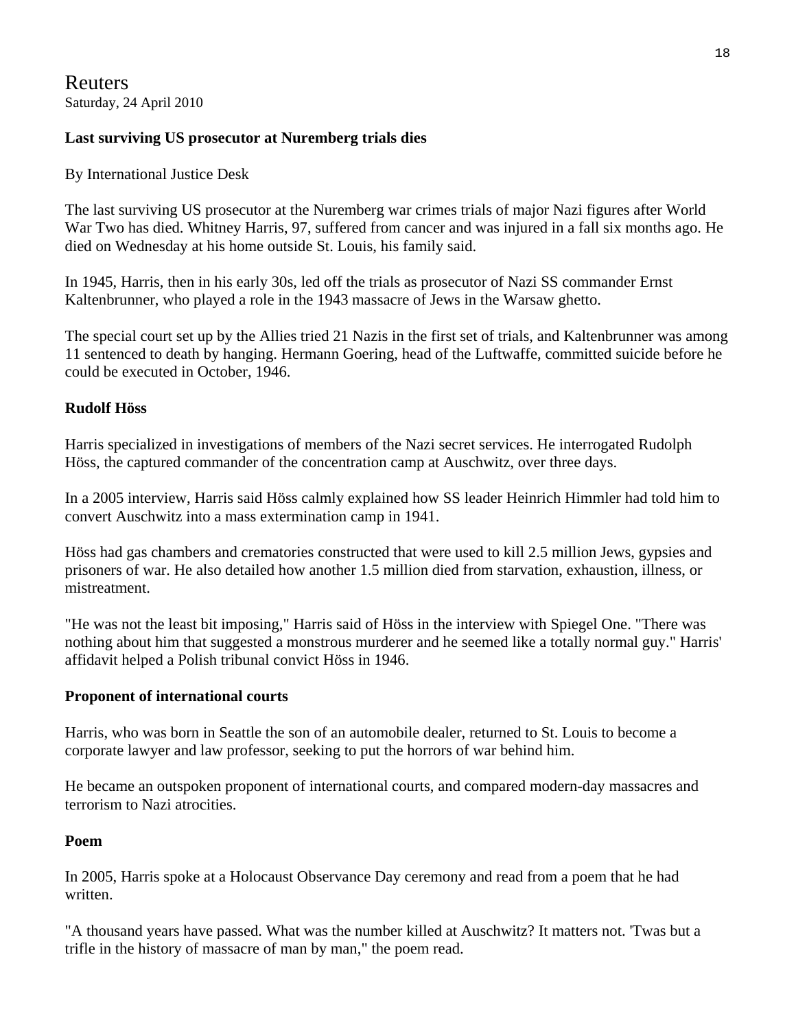Reuters
Saturday, 24 April 2010

**Last surviving US prosecutor at Nuremberg trials dies**

By International Justice Desk

The last surviving US prosecutor at the Nuremberg war crimes trials of major Nazi figures after World War Two has died. Whitney Harris, 97, suffered from cancer and was injured in a fall six months ago. He died on Wednesday at his home outside St. Louis, his family said.

In 1945, Harris, then in his early 30s, led off the trials as prosecutor of Nazi SS commander Ernst Kaltenbrunner, who played a role in the 1943 massacre of Jews in the Warsaw ghetto.

The special court set up by the Allies tried 21 Nazis in the first set of trials, and Kaltenbrunner was among 11 sentenced to death by hanging. Hermann Goering, head of the Luftwaffe, committed suicide before he could be executed in October, 1946.

**Rudolf Höss**

Harris specialized in investigations of members of the Nazi secret services. He interrogated Rudolph Höss, the captured commander of the concentration camp at Auschwitz, over three days.

In a 2005 interview, Harris said Höss calmly explained how SS leader Heinrich Himmler had told him to convert Auschwitz into a mass extermination camp in 1941.

Höss had gas chambers and crematories constructed that were used to kill 2.5 million Jews, gypsies and prisoners of war. He also detailed how another 1.5 million died from starvation, exhaustion, illness, or mistreatment.

"He was not the least bit imposing," Harris said of Höss in the interview with Spiegel One. "There was nothing about him that suggested a monstrous murderer and he seemed like a totally normal guy." Harris' affidavit helped a Polish tribunal convict Höss in 1946.

**Proponent of international courts**

Harris, who was born in Seattle the son of an automobile dealer, returned to St. Louis to become a corporate lawyer and law professor, seeking to put the horrors of war behind him.

He became an outspoken proponent of international courts, and compared modern-day massacres and terrorism to Nazi atrocities.

**Poem**

In 2005, Harris spoke at a Holocaust Observance Day ceremony and read from a poem that he had written.

"A thousand years have passed. What was the number killed at Auschwitz? It matters not. 'Twas but a trifle in the history of massacre of man by man," the poem read.